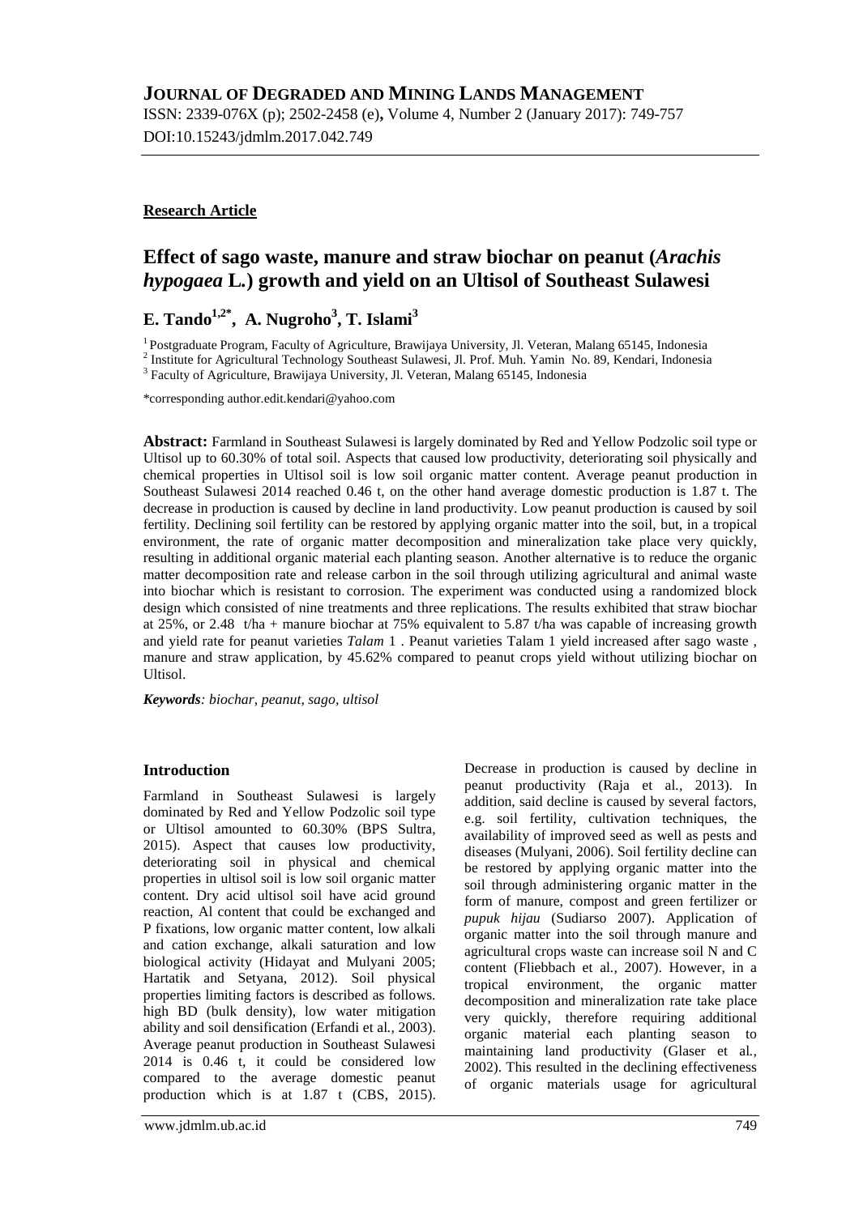# JOURNAL OF DEGRADED AND MINING LANDS MANAGEMENT

ISSN: 2339-076X (p); 2502-2458 (e), Volume 4, Number 2 (January 2017): 749-757
DOI:10.15243/jdmlm.2017.042.749

**Research Article**

## Effect of sago waste, manure and straw biochar on peanut (*Arachis hypogaea* L.) growth and yield on an Ultisol of Southeast Sulawesi

**E. Tando[1,2*], A. Nugroho[3], T. Islami[3]**

[1] Postgraduate Program, Faculty of Agriculture, Brawijaya University, Jl. Veteran, Malang 65145, Indonesia
[2] Institute for Agricultural Technology Southeast Sulawesi, Jl. Prof. Muh. Yamin No. 89, Kendari, Indonesia
[3] Faculty of Agriculture, Brawijaya University, Jl. Veteran, Malang 65145, Indonesia

*corresponding author.edit.kendari@yahoo.com

**Abstract:** Farmland in Southeast Sulawesi is largely dominated by Red and Yellow Podzolic soil type or Ultisol up to 60.30% of total soil. Aspects that caused low productivity, deteriorating soil physically and chemical properties in Ultisol soil is low soil organic matter content. Average peanut production in Southeast Sulawesi 2014 reached 0.46 t, on the other hand average domestic production is 1.87 t. The decrease in production is caused by decline in land productivity. Low peanut production is caused by soil fertility. Declining soil fertility can be restored by applying organic matter into the soil, but, in a tropical environment, the rate of organic matter decomposition and mineralization take place very quickly, resulting in additional organic material each planting season. Another alternative is to reduce the organic matter decomposition rate and release carbon in the soil through utilizing agricultural and animal waste into biochar which is resistant to corrosion. The experiment was conducted using a randomized block design which consisted of nine treatments and three replications. The results exhibited that straw biochar at 25%, or 2.48 t/ha + manure biochar at 75% equivalent to 5.87 t/ha was capable of increasing growth and yield rate for peanut varieties *Talam* 1 . Peanut varieties Talam 1 yield increased after sago waste , manure and straw application, by 45.62% compared to peanut crops yield without utilizing biochar on Ultisol.

***Keywords**: biochar, peanut, sago, ultisol*

### Introduction

Farmland in Southeast Sulawesi is largely dominated by Red and Yellow Podzolic soil type or Ultisol amounted to 60.30% (BPS Sultra, 2015). Aspect that causes low productivity, deteriorating soil in physical and chemical properties in ultisol soil is low soil organic matter content. Dry acid ultisol soil have acid ground reaction, Al content that could be exchanged and P fixations, low organic matter content, low alkali and cation exchange, alkali saturation and low biological activity (Hidayat and Mulyani 2005; Hartatik and Setyana, 2012). Soil physical properties limiting factors is described as follows. high BD (bulk density), low water mitigation ability and soil densification (Erfandi et al*.*, 2003). Average peanut production in Southeast Sulawesi 2014 is 0.46 t, it could be considered low compared to the average domestic peanut production which is at 1.87 t (CBS, 2015). Decrease in production is caused by decline in peanut productivity (Raja et al*.*, 2013). In addition, said decline is caused by several factors, e.g. soil fertility, cultivation techniques, the availability of improved seed as well as pests and diseases (Mulyani, 2006). Soil fertility decline can be restored by applying organic matter into the soil through administering organic matter in the form of manure, compost and green fertilizer or *pupuk hijau* (Sudiarso 2007). Application of organic matter into the soil through manure and agricultural crops waste can increase soil N and C content (Fliebbach et al*.*, 2007). However, in a tropical environment, the organic matter decomposition and mineralization rate take place very quickly, therefore requiring additional organic material each planting season to maintaining land productivity (Glaser et al*.*, 2002). This resulted in the declining effectiveness of organic materials usage for agricultural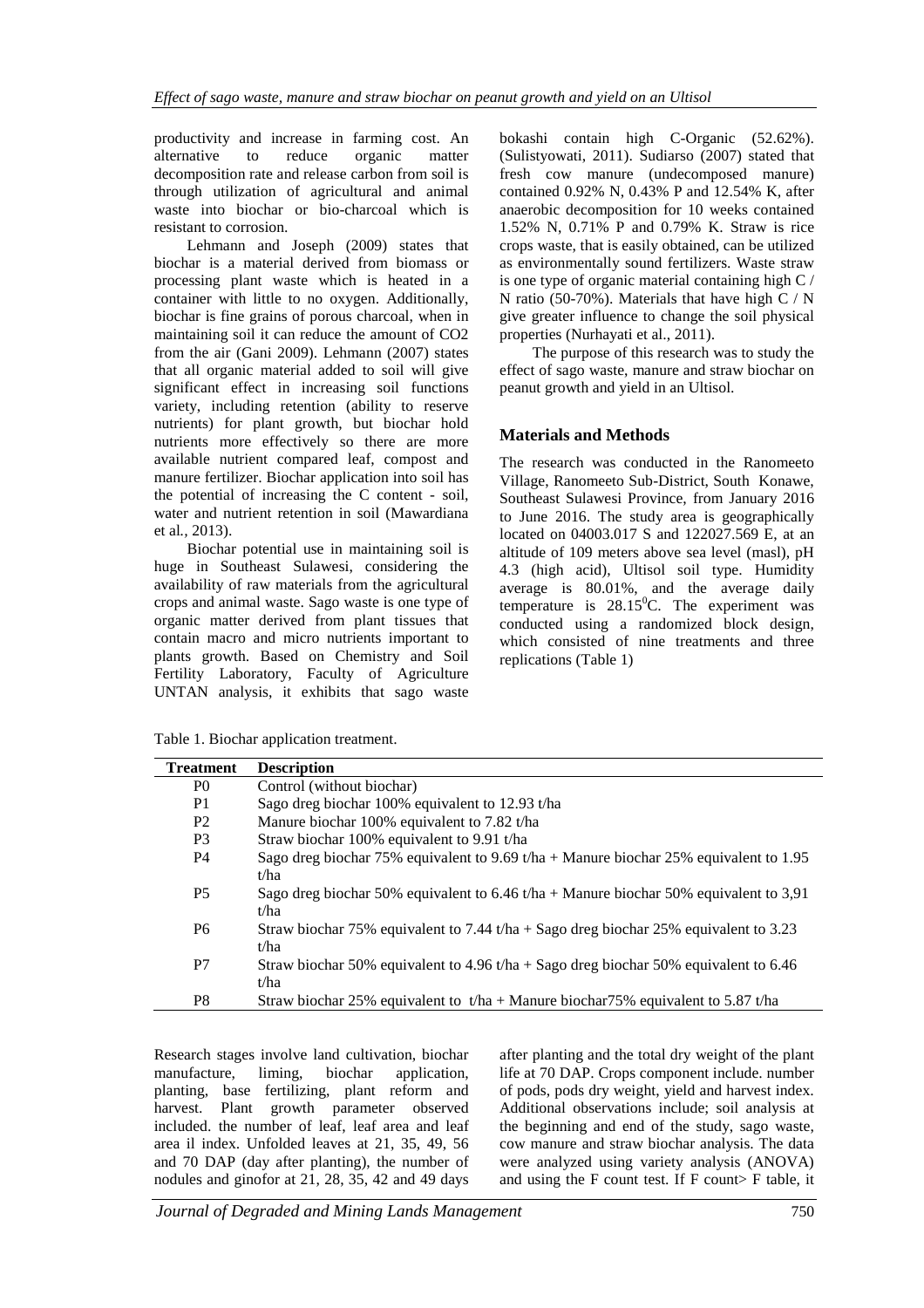productivity and increase in farming cost. An alternative to reduce organic matter decomposition rate and release carbon from soil is through utilization of agricultural and animal waste into biochar or bio-charcoal which is resistant to corrosion.

Lehmann and Joseph (2009) states that biochar is a material derived from biomass or processing plant waste which is heated in a container with little to no oxygen. Additionally, biochar is fine grains of porous charcoal, when in maintaining soil it can reduce the amount of CO2 from the air (Gani 2009). Lehmann (2007) states that all organic material added to soil will give significant effect in increasing soil functions variety, including retention (ability to reserve nutrients) for plant growth, but biochar hold nutrients more effectively so there are more available nutrient compared leaf, compost and manure fertilizer. Biochar application into soil has the potential of increasing the C content - soil, water and nutrient retention in soil (Mawardiana et al., 2013).

Biochar potential use in maintaining soil is huge in Southeast Sulawesi, considering the availability of raw materials from the agricultural crops and animal waste. Sago waste is one type of organic matter derived from plant tissues that contain macro and micro nutrients important to plants growth. Based on Chemistry and Soil Fertility Laboratory, Faculty of Agriculture UNTAN analysis, it exhibits that sago waste bokashi contain high C-Organic (52.62%). (Sulistyowati, 2011). Sudiarso (2007) stated that fresh cow manure (undecomposed manure) contained 0.92% N, 0.43% P and 12.54% K, after anaerobic decomposition for 10 weeks contained 1.52% N, 0.71% P and 0.79% K. Straw is rice crops waste, that is easily obtained, can be utilized as environmentally sound fertilizers. Waste straw is one type of organic material containing high C / N ratio (50-70%). Materials that have high C / N give greater influence to change the soil physical properties (Nurhayati et al., 2011).

The purpose of this research was to study the effect of sago waste, manure and straw biochar on peanut growth and yield in an Ultisol.

## Materials and Methods

The research was conducted in the Ranomeeto Village, Ranomeeto Sub-District, South Konawe, Southeast Sulawesi Province, from January 2016 to June 2016. The study area is geographically located on 04003.017 S and 122027.569 E, at an altitude of 109 meters above sea level (masl), pH 4.3 (high acid), Ultisol soil type. Humidity average is 80.01%, and the average daily temperature is $28.15^0$C. The experiment was conducted using a randomized block design, which consisted of nine treatments and three replications (Table 1)

Table 1. Biochar application treatment.

| Treatment | Description |
|---|---|
| P0 | Control (without biochar) |
| P1 | Sago dreg biochar 100% equivalent to 12.93 t/ha |
| P2 | Manure biochar 100% equivalent to 7.82 t/ha |
| P3 | Straw biochar 100% equivalent to 9.91 t/ha |
| P4 | Sago dreg biochar 75% equivalent to 9.69 t/ha + Manure biochar 25% equivalent to 1.95 t/ha |
| P5 | Sago dreg biochar 50% equivalent to 6.46 t/ha + Manure biochar 50% equivalent to 3,91 t/ha |
| P6 | Straw biochar 75% equivalent to 7.44 t/ha + Sago dreg biochar 25% equivalent to 3.23 t/ha |
| P7 | Straw biochar 50% equivalent to 4.96 t/ha + Sago dreg biochar 50% equivalent to 6.46 t/ha |
| P8 | Straw biochar 25% equivalent to t/ha + Manure biochar75% equivalent to 5.87 t/ha |

Research stages involve land cultivation, biochar manufacture, liming, biochar application, planting, base fertilizing, plant reform and harvest. Plant growth parameter observed included. the number of leaf, leaf area and leaf area il index. Unfolded leaves at 21, 35, 49, 56 and 70 DAP (day after planting), the number of nodules and ginofor at 21, 28, 35, 42 and 49 days after planting and the total dry weight of the plant life at 70 DAP. Crops component include. number of pods, pods dry weight, yield and harvest index. Additional observations include; soil analysis at the beginning and end of the study, sago waste, cow manure and straw biochar analysis. The data were analyzed using variety analysis (ANOVA) and using the F count test. If F count> F table, it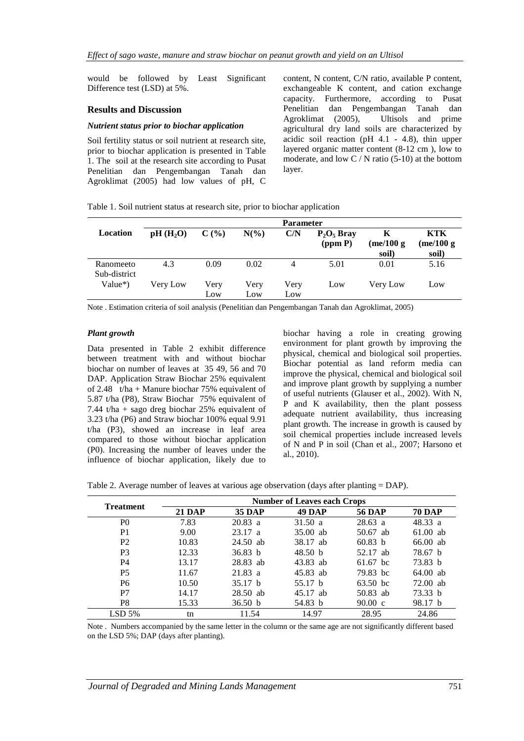would be followed by Least Significant Difference test (LSD) at 5%.

## Results and Discussion

### *Nutrient status prior to biochar application*

Soil fertility status or soil nutrient at research site, prior to biochar application is presented in Table 1. The soil at the research site according to Pusat Penelitian dan Pengembangan Tanah dan Agroklimat (2005) had low values of pH, C content, N content, C/N ratio, available P content, exchangeable K content, and cation exchange capacity. Furthermore, according to Pusat Penelitian dan Pengembangan Tanah dan Agroklimat (2005), Ultisols and prime agricultural dry land soils are characterized by acidic soil reaction (pH 4.1 - 4.8), thin upper layered organic matter content (8-12 cm ), low to moderate, and low C / N ratio (5-10) at the bottom layer.

Table 1. Soil nutrient status at research site, prior to biochar application

| Location | Parameter | | | | | | |
|---|---|---|---|---|---|---|---|
| | pH ($H_2O$) | C (%) | N(%) | C/N | $P_2O_5$ Bray (ppm P) | K (me/100 g soil) | KTK (me/100 g soil) |
| Ranomeeto Sub-district | 4.3 | 0.09 | 0.02 | 4 | 5.01 | 0.01 | 5.16 |
| Value*) | Very Low | Very Low | Very Low | Very Low | Low | Very Low | Low |

Note . Estimation criteria of soil analysis (Penelitian dan Pengembangan Tanah dan Agroklimat, 2005)

### *Plant growth*

Data presented in Table 2 exhibit difference between treatment with and without biochar biochar on number of leaves at 35 49, 56 and 70 DAP. Application Straw Biochar 25% equivalent of 2.48 t/ha + Manure biochar 75% equivalent of 5.87 t/ha (P8), Straw Biochar 75% equivalent of 7.44 t/ha + sago dreg biochar 25% equivalent of 3.23 t/ha (P6) and Straw biochar 100% equal 9.91 t/ha (P3), showed an increase in leaf area compared to those without biochar application (P0). Increasing the number of leaves under the influence of biochar application, likely due to biochar having a role in creating growing environment for plant growth by improving the physical, chemical and biological soil properties. Biochar potential as land reform media can improve the physical, chemical and biological soil and improve plant growth by supplying a number of useful nutrients (Glauser et al., 2002). With N, P and K availability, then the plant possess adequate nutrient availability, thus increasing plant growth. The increase in growth is caused by soil chemical properties include increased levels of N and P in soil (Chan et al., 2007; Harsono et al., 2010).

Table 2. Average number of leaves at various age observation (days after planting = DAP).

| Treatment | Number of Leaves each Crops | | | | |
|---|---|---|---|---|---|
| | 21 DAP | 35 DAP | 49 DAP | 56 DAP | 70 DAP |
| P0 | 7.83 | 20.83 a | 31.50 a | 28.63 a | 48.33 a |
| P1 | 9.00 | 23.17 a | 35.00 ab | 50.67 ab | 61.00 ab |
| P2 | 10.83 | 24.50 ab | 38.17 ab | 60.83 b | 66.00 ab |
| P3 | 12.33 | 36.83 b | 48.50 b | 52.17 ab | 78.67 b |
| P4 | 13.17 | 28.83 ab | 43.83 ab | 61.67 bc | 73.83 b |
| P5 | 11.67 | 21.83 a | 45.83 ab | 79.83 bc | 64.00 ab |
| P6 | 10.50 | 35.17 b | 55.17 b | 63.50 bc | 72.00 ab |
| P7 | 14.17 | 28.50 ab | 45.17 ab | 50.83 ab | 73.33 b |
| P8 | 15.33 | 36.50 b | 54.83 b | 90.00 c | 98.17 b |
| LSD 5% | tn | 11.54 | 14.97 | 28.95 | 24.86 |

Note . Numbers accompanied by the same letter in the column or the same age are not significantly different based on the LSD 5%; DAP (days after planting).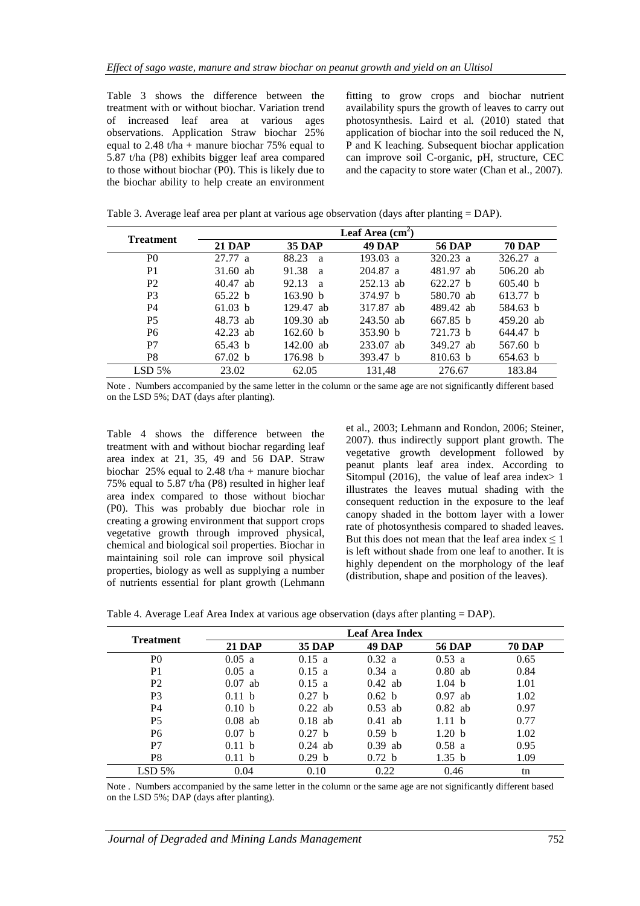Table 3 shows the difference between the treatment with or without biochar. Variation trend of increased leaf area at various ages observations. Application Straw biochar 25% equal to 2.48 t/ha + manure biochar 75% equal to 5.87 t/ha (P8) exhibits bigger leaf area compared to those without biochar (P0). This is likely due to the biochar ability to help create an environment fitting to grow crops and biochar nutrient availability spurs the growth of leaves to carry out photosynthesis. Laird et al. (2010) stated that application of biochar into the soil reduced the N, P and K leaching. Subsequent biochar application can improve soil C-organic, pH, structure, CEC and the capacity to store water (Chan et al., 2007).

Table 3. Average leaf area per plant at various age observation (days after planting = DAP).

| Treatment | Leaf Area ($cm^2$) | | | | |
|---|---|---|---|---|---|
| | 21 DAP | 35 DAP | 49 DAP | 56 DAP | 70 DAP |
| P0 | 27.77 a | 88.23 a | 193.03 a | 320.23 a | 326.27 a |
| P1 | 31.60 ab | 91.38 a | 204.87 a | 481.97 ab | 506.20 ab |
| P2 | 40.47 ab | 92.13 a | 252.13 ab | 622.27 b | 605.40 b |
| P3 | 65.22 b | 163.90 b | 374.97 b | 580.70 ab | 613.77 b |
| P4 | 61.03 b | 129.47 ab | 317.87 ab | 489.42 ab | 584.63 b |
| P5 | 48.73 ab | 109.30 ab | 243.50 ab | 667.85 b | 459.20 ab |
| P6 | 42.23 ab | 162.60 b | 353.90 b | 721.73 b | 644.47 b |
| P7 | 65.43 b | 142.00 ab | 233.07 ab | 349.27 ab | 567.60 b |
| P8 | 67.02 b | 176.98 b | 393.47 b | 810.63 b | 654.63 b |
| LSD 5% | 23.02 | 62.05 | 131,48 | 276.67 | 183.84 |

Note . Numbers accompanied by the same letter in the column or the same age are not significantly different based on the LSD 5%; DAT (days after planting).

Table 4 shows the difference between the treatment with and without biochar regarding leaf area index at 21, 35, 49 and 56 DAP. Straw biochar 25% equal to 2.48 t/ha + manure biochar 75% equal to 5.87 t/ha (P8) resulted in higher leaf area index compared to those without biochar (P0). This was probably due biochar role in creating a growing environment that support crops vegetative growth through improved physical, chemical and biological soil properties. Biochar in maintaining soil role can improve soil physical properties, biology as well as supplying a number of nutrients essential for plant growth (Lehmann et al., 2003; Lehmann and Rondon, 2006; Steiner, 2007). thus indirectly support plant growth. The vegetative growth development followed by peanut plants leaf area index. According to Sitompul (2016), the value of leaf area index> 1 illustrates the leaves mutual shading with the consequent reduction in the exposure to the leaf canopy shaded in the bottom layer with a lower rate of photosynthesis compared to shaded leaves. But this does not mean that the leaf area index ≤ 1 is left without shade from one leaf to another. It is highly dependent on the morphology of the leaf (distribution, shape and position of the leaves).

Table 4. Average Leaf Area Index at various age observation (days after planting = DAP).

| Treatment | Leaf Area Index | | | | |
|---|---|---|---|---|---|
| | 21 DAP | 35 DAP | 49 DAP | 56 DAP | 70 DAP |
| P0 | 0.05 a | 0.15 a | 0.32 a | 0.53 a | 0.65 |
| P1 | 0.05 a | 0.15 a | 0.34 a | 0.80 ab | 0.84 |
| P2 | 0.07 ab | 0.15 a | 0.42 ab | 1.04 b | 1.01 |
| P3 | 0.11 b | 0.27 b | 0.62 b | 0.97 ab | 1.02 |
| P4 | 0.10 b | 0.22 ab | 0.53 ab | 0.82 ab | 0.97 |
| P5 | 0.08 ab | 0.18 ab | 0.41 ab | 1.11 b | 0.77 |
| P6 | 0.07 b | 0.27 b | 0.59 b | 1.20 b | 1.02 |
| P7 | 0.11 b | 0.24 ab | 0.39 ab | 0.58 a | 0.95 |
| P8 | 0.11 b | 0.29 b | 0.72 b | 1.35 b | 1.09 |
| LSD 5% | 0.04 | 0.10 | 0.22 | 0.46 | tn |

Note . Numbers accompanied by the same letter in the column or the same age are not significantly different based on the LSD 5%; DAP (days after planting).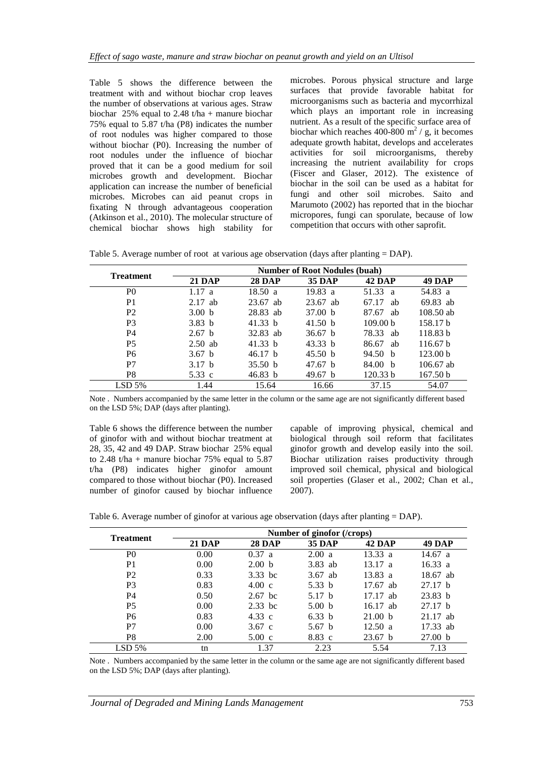Table 5 shows the difference between the treatment with and without biochar crop leaves the number of observations at various ages. Straw biochar 25% equal to 2.48 t/ha + manure biochar 75% equal to 5.87 t/ha (P8) indicates the number of root nodules was higher compared to those without biochar (P0). Increasing the number of root nodules under the influence of biochar proved that it can be a good medium for soil microbes growth and development. Biochar application can increase the number of beneficial microbes. Microbes can aid peanut crops in fixating N through advantageous cooperation (Atkinson et al., 2010). The molecular structure of chemical biochar shows high stability for microbes. Porous physical structure and large surfaces that provide favorable habitat for microorganisms such as bacteria and mycorrhizal which plays an important role in increasing nutrient. As a result of the specific surface area of biochar which reaches 400-800 $m^2$ / g, it becomes adequate growth habitat, develops and accelerates activities for soil microorganisms, thereby increasing the nutrient availability for crops (Fiscer and Glaser, 2012). The existence of biochar in the soil can be used as a habitat for fungi and other soil microbes. Saito and Marumoto (2002) has reported that in the biochar micropores, fungi can sporulate, because of low competition that occurs with other saprofit.

Table 5. Average number of root at various age observation (days after planting = DAP).

| Treatment | Number of Root Nodules (buah) | | | | |
|---|---|---|---|---|---|
| | 21 DAP | 28 DAP | 35 DAP | 42 DAP | 49 DAP |
| P0 | 1.17 a | 18.50 a | 19.83 a | 51.33 a | 54.83 a |
| P1 | 2.17 ab | 23.67 ab | 23.67 ab | 67.17 ab | 69.83 ab |
| P2 | 3.00 b | 28.83 ab | 37.00 b | 87.67 ab | 108.50 ab |
| P3 | 3.83 b | 41.33 b | 41.50 b | 109.00 b | 158.17 b |
| P4 | 2.67 b | 32.83 ab | 36.67 b | 78.33 ab | 118.83 b |
| P5 | 2.50 ab | 41.33 b | 43.33 b | 86.67 ab | 116.67 b |
| P6 | 3.67 b | 46.17 b | 45.50 b | 94.50 b | 123.00 b |
| P7 | 3.17 b | 35.50 b | 47.67 b | 84.00 b | 106.67 ab |
| P8 | 5.33 c | 46.83 b | 49.67 b | 120.33 b | 167.50 b |
| LSD 5% | 1.44 | 15.64 | 16.66 | 37.15 | 54.07 |

Note . Numbers accompanied by the same letter in the column or the same age are not significantly different based on the LSD 5%; DAP (days after planting).

Table 6 shows the difference between the number of ginofor with and without biochar treatment at 28, 35, 42 and 49 DAP. Straw biochar 25% equal to 2.48 t/ha + manure biochar 75% equal to 5.87 t/ha (P8) indicates higher ginofor amount compared to those without biochar (P0). Increased number of ginofor caused by biochar influence capable of improving physical, chemical and biological through soil reform that facilitates ginofor growth and develop easily into the soil. Biochar utilization raises productivity through improved soil chemical, physical and biological soil properties (Glaser et al., 2002; Chan et al., 2007).

Table 6. Average number of ginofor at various age observation (days after planting = DAP).

| Treatment | Number of ginofor (/crops) | | | | |
|---|---|---|---|---|---|
| | 21 DAP | 28 DAP | 35 DAP | 42 DAP | 49 DAP |
| P0 | 0.00 | 0.37 a | 2.00 a | 13.33 a | 14.67 a |
| P1 | 0.00 | 2.00 b | 3.83 ab | 13.17 a | 16.33 a |
| P2 | 0.33 | 3.33 bc | 3.67 ab | 13.83 a | 18.67 ab |
| P3 | 0.83 | 4.00 c | 5.33 b | 17.67 ab | 27.17 b |
| P4 | 0.50 | 2.67 bc | 5.17 b | 17.17 ab | 23.83 b |
| P5 | 0.00 | 2.33 bc | 5.00 b | 16.17 ab | 27.17 b |
| P6 | 0.83 | 4.33 c | 6.33 b | 21.00 b | 21.17 ab |
| P7 | 0.00 | 3.67 c | 5.67 b | 12.50 a | 17.33 ab |
| P8 | 2.00 | 5.00 c | 8.83 c | 23.67 b | 27.00 b |
| LSD 5% | tn | 1.37 | 2.23 | 5.54 | 7.13 |

Note . Numbers accompanied by the same letter in the column or the same age are not significantly different based on the LSD 5%; DAP (days after planting).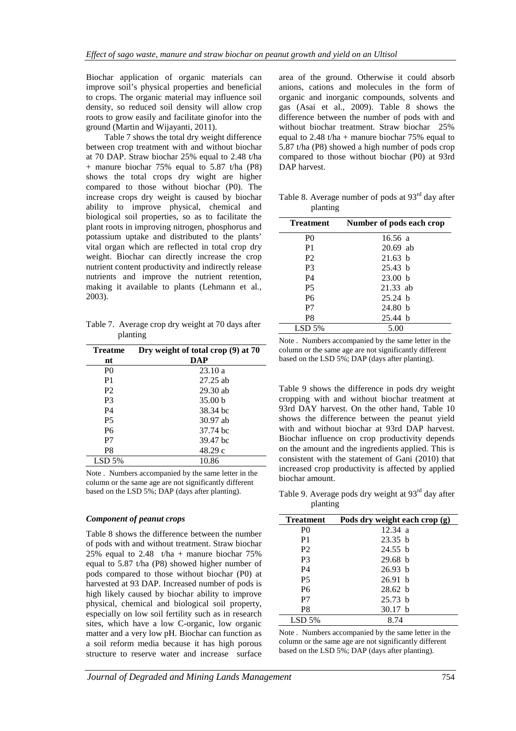Biochar application of organic materials can improve soil's physical properties and beneficial to crops. The organic material may influence soil density, so reduced soil density will allow crop roots to grow easily and facilitate ginofor into the ground (Martin and Wijayanti, 2011).

Table 7 shows the total dry weight difference between crop treatment with and without biochar at 70 DAP. Straw biochar 25% equal to 2.48 t/ha + manure biochar 75% equal to 5.87 t/ha (P8) shows the total crops dry wight are higher compared to those without biochar (P0). The increase crops dry weight is caused by biochar ability to improve physical, chemical and biological soil properties, so as to facilitate the plant roots in improving nitrogen, phosphorus and potassium uptake and distributed to the plants' vital organ which are reflected in total crop dry weight. Biochar can directly increase the crop nutrient content productivity and indirectly release nutrients and improve the nutrient retention, making it available to plants (Lehmann et al., 2003).

Table 7. Average crop dry weight at 70 days after planting

| Treatment | Dry weight of total crop (9) at 70 DAP |
|---|---|
| P0 | 23.10 a |
| P1 | 27.25 ab |
| P2 | 29.30 ab |
| P3 | 35.00 b |
| P4 | 38.34 bc |
| P5 | 30.97 ab |
| P6 | 37.74 bc |
| P7 | 39.47 bc |
| P8 | 48.29 c |
| LSD 5% | 10.86 |

Note . Numbers accompanied by the same letter in the column or the same age are not significantly different based on the LSD 5%; DAP (days after planting).

### *Component of peanut crops*

Table 8 shows the difference between the number of pods with and without treatment. Straw biochar 25% equal to 2.48 t/ha + manure biochar 75% equal to 5.87 t/ha (P8) showed higher number of pods compared to those without biochar (P0) at harvested at 93 DAP. Increased number of pods is high likely caused by biochar ability to improve physical, chemical and biological soil property, especially on low soil fertility such as in research sites, which have a low C-organic, low organic matter and a very low pH. Biochar can function as a soil reform media because it has high porous structure to reserve water and increase surface area of the ground. Otherwise it could absorb anions, cations and molecules in the form of organic and inorganic compounds, solvents and gas (Asai et al., 2009). Table 8 shows the difference between the number of pods with and without biochar treatment. Straw biochar 25% equal to 2.48 t/ha + manure biochar 75% equal to 5.87 t/ha (P8) showed a high number of pods crop compared to those without biochar (P0) at 93rd DAP harvest.

Table 8. Average number of pods at 93rd day after planting

| Treatment | Number of pods each crop |
|---|---|
| P0 | 16.56 a |
| P1 | 20.69 ab |
| P2 | 21.63 b |
| P3 | 25.43 b |
| P4 | 23.00 b |
| P5 | 21.33 ab |
| P6 | 25.24 b |
| P7 | 24.80 b |
| P8 | 25.44 b |
| LSD 5% | 5.00 |

Note . Numbers accompanied by the same letter in the column or the same age are not significantly different based on the LSD 5%; DAP (days after planting).

Table 9 shows the difference in pods dry weight cropping with and without biochar treatment at 93rd DAY harvest. On the other hand, Table 10 shows the difference between the peanut yield with and without biochar at 93rd DAP harvest. Biochar influence on crop productivity depends on the amount and the ingredients applied. This is consistent with the statement of Gani (2010) that increased crop productivity is affected by applied biochar amount.

Table 9. Average pods dry weight at 93rd day after planting

| Treatment | Pods dry weight each crop (g) |
|---|---|
| P0 | 12.34 a |
| P1 | 23.35 b |
| P2 | 24.55 b |
| P3 | 29.68 b |
| P4 | 26.93 b |
| P5 | 26.91 b |
| P6 | 28.62 b |
| P7 | 25.73 b |
| P8 | 30.17 b |
| LSD 5% | 8.74 |

Note . Numbers accompanied by the same letter in the column or the same age are not significantly different based on the LSD 5%; DAP (days after planting).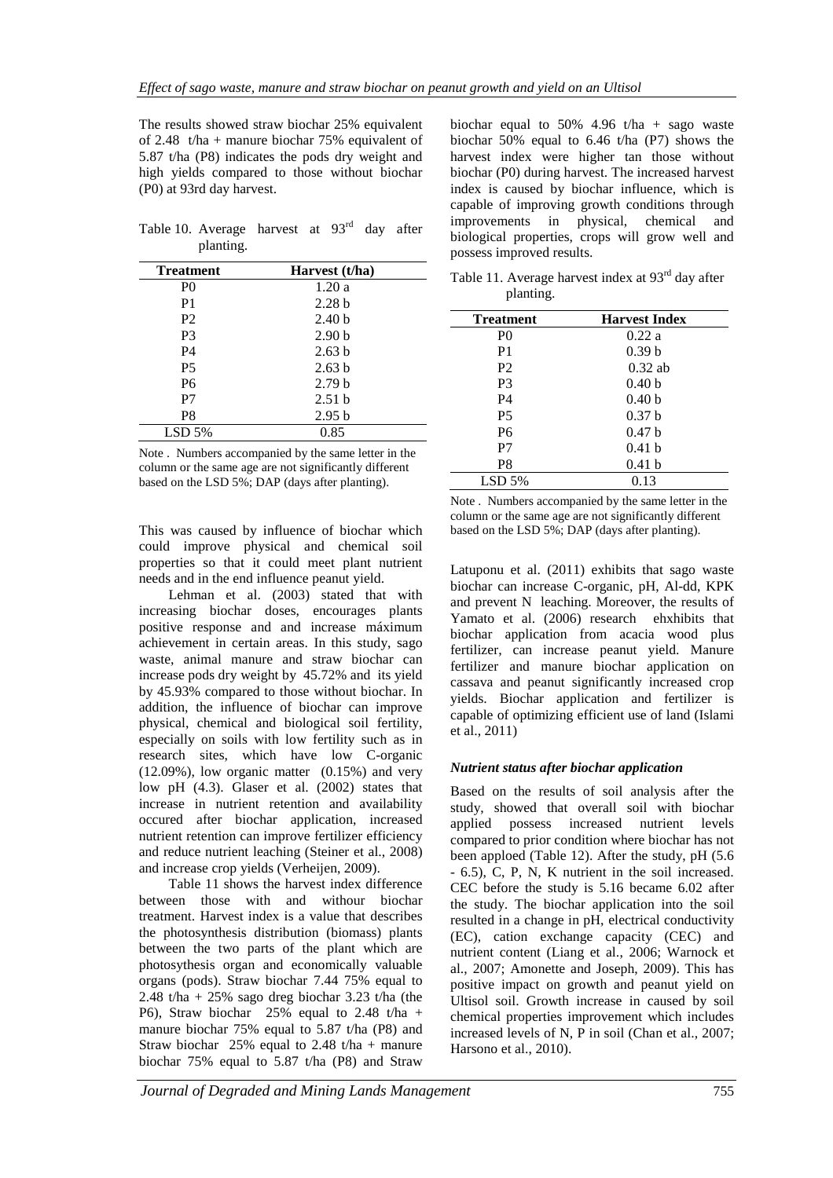The results showed straw biochar 25% equivalent of 2.48 t/ha + manure biochar 75% equivalent of 5.87 t/ha (P8) indicates the pods dry weight and high yields compared to those without biochar (P0) at 93rd day harvest.

Table 10. Average harvest at 93rd day after planting.

| Treatment | Harvest (t/ha) |
|---|---|
| P0 | 1.20 a |
| P1 | 2.28 b |
| P2 | 2.40 b |
| P3 | 2.90 b |
| P4 | 2.63 b |
| P5 | 2.63 b |
| P6 | 2.79 b |
| P7 | 2.51 b |
| P8 | 2.95 b |
| LSD 5% | 0.85 |

Note . Numbers accompanied by the same letter in the column or the same age are not significantly different based on the LSD 5%; DAP (days after planting).

This was caused by influence of biochar which could improve physical and chemical soil properties so that it could meet plant nutrient needs and in the end influence peanut yield.

Lehman et al. (2003) stated that with increasing biochar doses, encourages plants positive response and and increase máximum achievement in certain areas. In this study, sago waste, animal manure and straw biochar can increase pods dry weight by 45.72% and its yield by 45.93% compared to those without biochar. In addition, the influence of biochar can improve physical, chemical and biological soil fertility, especially on soils with low fertility such as in research sites, which have low C-organic (12.09%), low organic matter (0.15%) and very low pH (4.3). Glaser et al. (2002) states that increase in nutrient retention and availability occured after biochar application, increased nutrient retention can improve fertilizer efficiency and reduce nutrient leaching (Steiner et al., 2008) and increase crop yields (Verheijen, 2009).

Table 11 shows the harvest index difference between those with and withour biochar treatment. Harvest index is a value that describes the photosynthesis distribution (biomass) plants between the two parts of the plant which are photosythesis organ and economically valuable organs (pods). Straw biochar 7.44 75% equal to 2.48 t/ha + 25% sago dreg biochar 3.23 t/ha (the P6), Straw biochar 25% equal to 2.48 t/ha + manure biochar 75% equal to 5.87 t/ha (P8) and Straw biochar 25% equal to 2.48 t/ha + manure biochar 75% equal to 5.87 t/ha (P8) and Straw biochar equal to 50% 4.96 t/ha + sago waste biochar 50% equal to 6.46 t/ha (P7) shows the harvest index were higher tan those without biochar (P0) during harvest. The increased harvest index is caused by biochar influence, which is capable of improving growth conditions through improvements in physical, chemical and biological properties, crops will grow well and possess improved results.

Table 11. Average harvest index at 93rd day after planting.

| Treatment | Harvest Index |
|---|---|
| P0 | 0.22 a |
| P1 | 0.39 b |
| P2 | 0.32 ab |
| P3 | 0.40 b |
| P4 | 0.40 b |
| P5 | 0.37 b |
| P6 | 0.47 b |
| P7 | 0.41 b |
| P8 | 0.41 b |
| LSD 5% | 0.13 |

Note . Numbers accompanied by the same letter in the column or the same age are not significantly different based on the LSD 5%; DAP (days after planting).

Latuponu et al. (2011) exhibits that sago waste biochar can increase C-organic, pH, Al-dd, KPK and prevent N leaching. Moreover, the results of Yamato et al. (2006) research ehxhibits that biochar application from acacia wood plus fertilizer, can increase peanut yield. Manure fertilizer and manure biochar application on cassava and peanut significantly increased crop yields. Biochar application and fertilizer is capable of optimizing efficient use of land (Islami et al., 2011)

### *Nutrient status after biochar application*

Based on the results of soil analysis after the study, showed that overall soil with biochar applied possess increased nutrient levels compared to prior condition where biochar has not been apploed (Table 12). After the study, pH (5.6 - 6.5), C, P, N, K nutrient in the soil increased. CEC before the study is 5.16 became 6.02 after the study. The biochar application into the soil resulted in a change in pH, electrical conductivity (EC), cation exchange capacity (CEC) and nutrient content (Liang et al., 2006; Warnock et al., 2007; Amonette and Joseph, 2009). This has positive impact on growth and peanut yield on Ultisol soil. Growth increase in caused by soil chemical properties improvement which includes increased levels of N, P in soil (Chan et al., 2007; Harsono et al., 2010).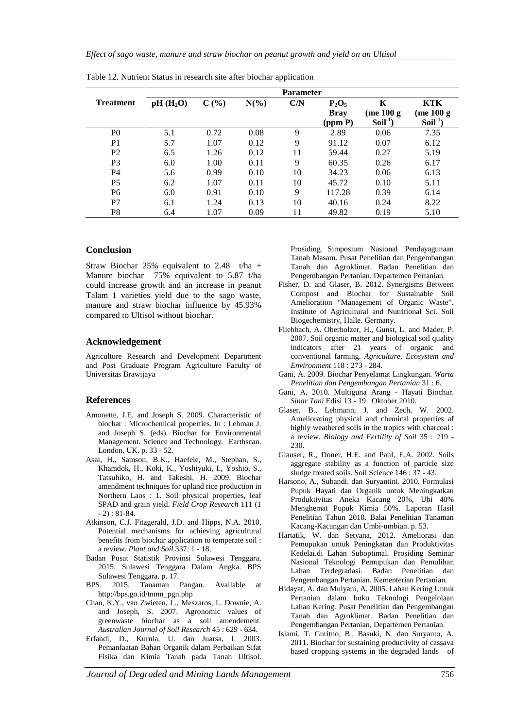Table 12. Nutrient Status in research site after biochar application

| Treatment | Parameter | | | | | | |
|---|---|---|---|---|---|---|---|
| | pH ($H_2O$) | C (%) | N(%) | C/N | $P_2O_5$ Bray (ppm P) | K (me 100 g $Soil^{-1}$) | KTK (me 100 g $Soil^{-1}$) |
| P0 | 5.1 | 0.72 | 0.08 | 9 | 2.89 | 0.06 | 7.35 |
| P1 | 5.7 | 1.07 | 0.12 | 9 | 91.12 | 0.07 | 6.12 |
| P2 | 6.5 | 1.26 | 0.12 | 11 | 59.44 | 0.27 | 5.19 |
| P3 | 6.0 | 1.00 | 0.11 | 9 | 60.35 | 0.26 | 6.17 |
| P4 | 5.6 | 0.99 | 0.10 | 10 | 34.23 | 0.06 | 6.13 |
| P5 | 6.2 | 1.07 | 0.11 | 10 | 45.72 | 0.10 | 5.11 |
| P6 | 6.0 | 0.91 | 0.10 | 9 | 117.28 | 0.39 | 6.14 |
| P7 | 6.1 | 1.24 | 0.13 | 10 | 40.16 | 0.24 | 8.22 |
| P8 | 6.4 | 1.07 | 0.09 | 11 | 49.82 | 0.19 | 5.10 |

## Conclusion

Straw Biochar 25% equivalent to 2.48 t/ha + Manure biochar 75% equivalent to 5.87 t/ha could increase growth and an increase in peanut Talam 1 varieties yield due to the sago waste, manure and straw biochar influence by 45.93% compared to Ultisol without biochar.

## Acknowledgement

Agriculture Research and Development Department and Post Graduate Program Agriculture Faculty of Universitas Brawijaya

## References

- Amonette, J.E. and Joseph S. 2009. Characteristic of biochar : Microchemical properties. In : Lehman J. and Joseph S. (eds). Biochar for Environmental Management. Science and Technology. Earthscan. London, UK. p. 33 - 52.
- Asai, H., Samson, B.K., Haefele, M., Stephan, S., Khamdok, H., Koki, K., Yoshiyuki, I., Yoshio, S., Tatsuhiko, H. and Takeshi, H. 2009. Biochar amendment techniques for upland rice production in Northern Laos : 1. Soil physical properties, leaf SPAD and grain yield. *Field Crop Research* 111 (1 - 2) : 81-84.
- Atkinson, C.J. Fitzgerald, J.D. and Hipps, N.A. 2010. Potential mechanisms for achieving agricultural benefits from biochar application to temperate soil : a review. *Plant and Soil* 337: 1 - 18.
- Badan Pusat Statistik Provinsi Sulawesi Tenggara, 2015. Sulawesi Tenggara Dalam Angka. BPS Sulawesi Tenggara. p. 17.
- BPS. 2015. Tanaman Pangan. Available at http://bps.go.id/tnmn_pgn.php
- Chan, K.Y., van Zwieten, L., Meszaros, I.. Downie, A. and Joseph, S. 2007. Agronomic values of greenwaste biochar as a soil amendement. *Australian Journal of Soil Research* 45 : 629 - 634.
- Erfandi, D., Kurnia, U. dan Juarsa, I. 2003. Pemanfaatan Bahan Organik dalam Perbaikan Sifat Fisika dan Kimia Tanah pada Tanah Ultisol. Prosiding Simposium Nasional Pendayagunaan Tanah Masam. Pusat Penelitian dan Pengembangan Tanah dan Agroklimat. Badan Penelitian dan Pengembangan Pertanian. Departemen Pertanian.
- Fisher, D. and Glaser, B. 2012. Synergisms Between Compost and Biochar for Sustainable Soil Amelioration "Management of Organic Waste". Institute of Agricultural and Nutritional Sci. Soil Biogechemistry, Halle. Germany.
- Fliebbach, A. Oberholzer, H., Gunst, L. and Mader, P. 2007. Soil organic matter and biological soil quality indicators after 21 years of organic and conventional farming. *Agriculture, Ecosystem and Environment* 118 : 273 - 284.
- Gani, A. 2009. Biochar Penyelamat Lingkungan. *Warta Penelitian dan Pengembangan Pertanian* 31 : 6.
- Gani, A. 2010. Multiguna Arang - Hayati Biochar. *Sinar Tani* Edisi 13 - 19 Oktober 2010.
- Glaser, B., Lehmann, J. and Zech, W. 2002. Ameliorating physical and chemical properties af highly weathered soils in the tropics with charcoal : a review. *Biology and Fertility of Soil* 35 : 219 - 230.
- Glauser, R., Doner, H.E. and Paul, E.A. 2002. Soils aggregate stability as a function of particle size sludge treated soils. Soil Science 146 : 37 - 43.
- Harsono, A., Subandi. dan Suryantini. 2010. Formulasi Pupuk Hayati dan Organik untuk Meningkatkan Produktivitas Aneka Kacang 20%, Ubi 40% Menghemat Pupuk Kimia 50%. Laporan Hasil Penelitian Tahun 2010. Balai Penelitian Tanaman Kacang-Kacangan dan Umbi-umbian. p. 53.
- Hartatik, W. dan Setyana, 2012. Ameliorasi dan Pemupukan untuk Peningkatan dan Produktivitas Kedelai.di Lahan Suboptimal. Prosiding Seminar Nasional Teknologi Pemupukan dan Pemulihan Lahan Terdegradasi. Badan Penelitian dan Pengembangan Pertanian. Kementerian Pertanian.
- Hidayat, A. dan Mulyani, A. 2005. Lahan Kering Untuk Pertanian dalam buku Teknologi Pengelolaan Lahan Kering. Pusat Penelitian dan Pengembangan Tanah dan Agroklimat. Badan Penelitian dan Pengembangan Pertanian, Departemen Pertanian.
- Islami, T. Guritno, B., Basuki, N. dan Suryanto, A. 2011. Biochar for sustaining productivity of cassava based cropping systems in the degraded lands of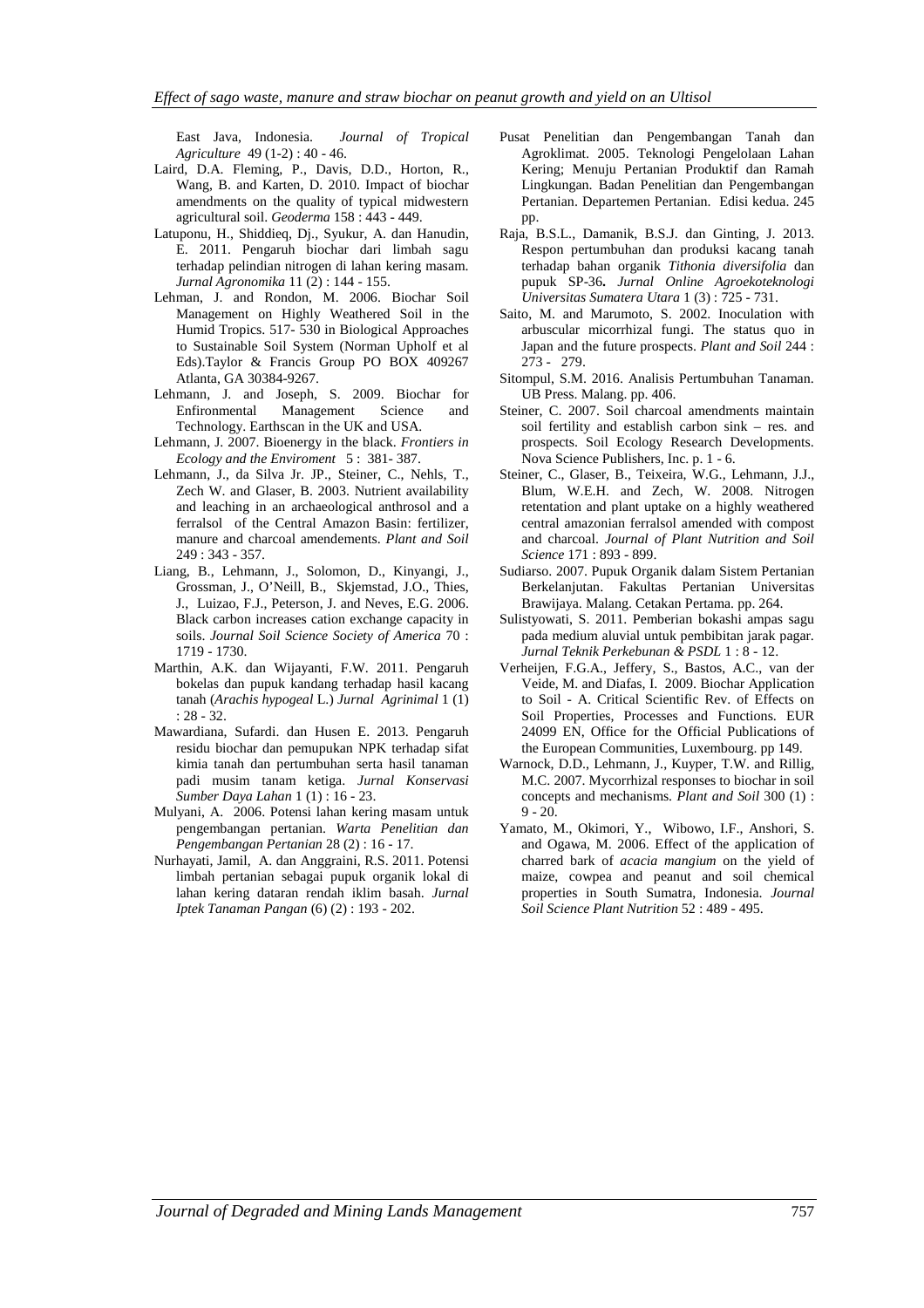East Java, Indonesia. *Journal of Tropical Agriculture* 49 (1-2) : 40 - 46.

Laird, D.A. Fleming, P., Davis, D.D., Horton, R., Wang, B. and Karten, D. 2010. Impact of biochar amendments on the quality of typical midwestern agricultural soil. *Geoderma* 158 : 443 - 449.

Latuponu, H., Shiddieq, Dj., Syukur, A. dan Hanudin, E. 2011. Pengaruh biochar dari limbah sagu terhadap pelindian nitrogen di lahan kering masam. *Jurnal Agronomika* 11 (2) : 144 - 155.

Lehman, J. and Rondon, M. 2006. Biochar Soil Management on Highly Weathered Soil in the Humid Tropics. 517- 530 in Biological Approaches to Sustainable Soil System (Norman Upholf et al Eds).Taylor & Francis Group PO BOX 409267 Atlanta, GA 30384-9267.

Lehmann, J. and Joseph, S. 2009. Biochar for Enfironmental Management Science and Technology. Earthscan in the UK and USA.

Lehmann, J. 2007. Bioenergy in the black. *Frontiers in Ecology and the Enviroment* 5 : 381- 387.

Lehmann, J., da Silva Jr. JP., Steiner, C., Nehls, T., Zech W. and Glaser, B. 2003. Nutrient availability and leaching in an archaeological anthrosol and a ferralsol of the Central Amazon Basin: fertilizer, manure and charcoal amendements. *Plant and Soil* 249 : 343 - 357.

Liang, B., Lehmann, J., Solomon, D., Kinyangi, J., Grossman, J., O'Neill, B., Skjemstad, J.O., Thies, J., Luizao, F.J., Peterson, J. and Neves, E.G. 2006. Black carbon increases cation exchange capacity in soils. *Journal Soil Science Society of America* 70 : 1719 - 1730.

Marthin, A.K. dan Wijayanti, F.W. 2011. Pengaruh bokelas dan pupuk kandang terhadap hasil kacang tanah (*Arachis hypogeal* L.) *Jurnal Agrinimal* 1 (1) : 28 - 32.

Mawardiana, Sufardi. dan Husen E. 2013. Pengaruh residu biochar dan pemupukan NPK terhadap sifat kimia tanah dan pertumbuhan serta hasil tanaman padi musim tanam ketiga. *Jurnal Konservasi Sumber Daya Lahan* 1 (1) : 16 - 23.

Mulyani, A. 2006. Potensi lahan kering masam untuk pengembangan pertanian. *Warta Penelitian dan Pengembangan Pertanian* 28 (2) : 16 - 17.

Nurhayati, Jamil, A. dan Anggraini, R.S. 2011. Potensi limbah pertanian sebagai pupuk organik lokal di lahan kering dataran rendah iklim basah. *Jurnal Iptek Tanaman Pangan* (6) (2) : 193 - 202.

Pusat Penelitian dan Pengembangan Tanah dan Agroklimat. 2005. Teknologi Pengelolaan Lahan Kering; Menuju Pertanian Produktif dan Ramah Lingkungan. Badan Penelitian dan Pengembangan Pertanian. Departemen Pertanian. Edisi kedua. 245 pp.

Raja, B.S.L., Damanik, B.S.J. dan Ginting, J. 2013. Respon pertumbuhan dan produksi kacang tanah terhadap bahan organik *Tithonia diversifolia* dan pupuk SP-36**.** *Jurnal Online Agroekoteknologi Universitas Sumatera Utara* 1 (3) : 725 - 731.

Saito, M. and Marumoto, S. 2002. Inoculation with arbuscular micorrhizal fungi. The status quo in Japan and the future prospects. *Plant and Soil* 244 : 273 - 279.

Sitompul, S.M. 2016. Analisis Pertumbuhan Tanaman. UB Press. Malang. pp. 406.

Steiner, C. 2007. Soil charcoal amendments maintain soil fertility and establish carbon sink – res. and prospects. Soil Ecology Research Developments. Nova Science Publishers, Inc. p. 1 - 6.

Steiner, C., Glaser, W.E.B., Teixeira, W.G., Lehmann, J.J., Blum, W.E.H. and Zech, W. 2008. Nitrogen retentation and plant uptake on a highly weathered central amazonian ferralsol amended with compost and charcoal. *Journal of Plant Nutrition and Soil Science* 171 : 893 - 899.

Sudiarso. 2007. Pupuk Organik dalam Sistem Pertanian Berkelanjutan. Fakultas Pertanian Universitas Brawijaya. Malang. Cetakan Pertama. pp. 264.

Sulistyowati, S. 2011. Pemberian bokashi ampas sagu pada medium aluvial untuk pembibitan jarak pagar. *Jurnal Teknik Perkebunan & PSDL* 1 : 8 - 12.

Verheijen, F.G.A., Jeffery, S., Bastos, A.C., van der Veide, M. and Diafas, I. 2009. Biochar Application to Soil - A. Critical Scientific Rev. of Effects on Soil Properties, Processes and Functions. EUR 24099 EN, Office for the Official Publications of the European Communities, Luxembourg. pp 149.

Warnock, D.D., Lehmann, J., Kuyper, T.W. and Rillig, M.C. 2007. Mycorrhizal responses to biochar in soil concepts and mechanisms. *Plant and Soil* 300 (1) : 9 - 20.

Yamato, M., Okimori, Y., Wibowo, I.F., Anshori, S. and Ogawa, M. 2006. Effect of the application of charred bark of *acacia mangium* on the yield of maize, cowpea and peanut and soil chemical properties in South Sumatra, Indonesia. *Journal Soil Science Plant Nutrition* 52 : 489 - 495.